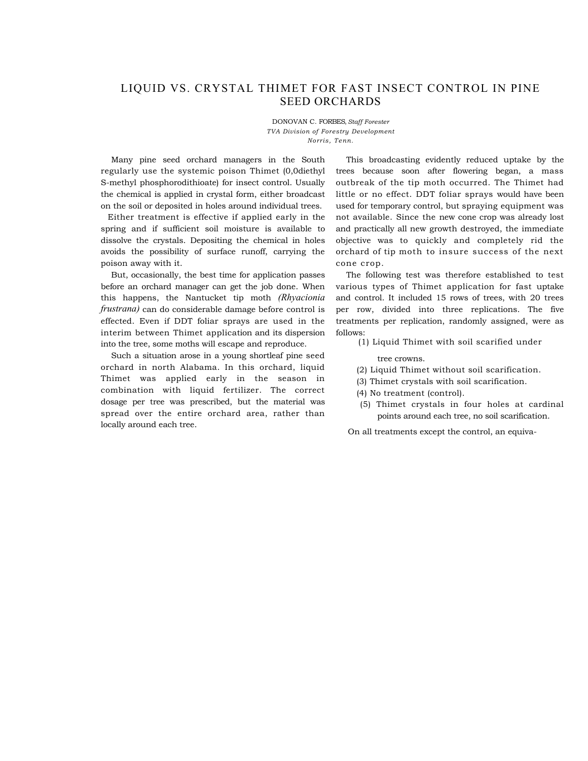# LIQUID VS. CRYSTAL THIMET FOR FAST INSECT CONTROL IN PINE SEED ORCHARDS

DONOVAN C. FORBES, *Staff Forester*
*TVA Division of Forestry Development*
*Norris, Tenn.*

Many pine seed orchard managers in the South regularly use the systemic poison Thimet (0,0diethyl S-methyl phosphorodithioate) for insect control. Usually the chemical is applied in crystal form, either broadcast on the soil or deposited in holes around individual trees.

Either treatment is effective if applied early in the spring and if sufficient soil moisture is available to dissolve the crystals. Depositing the chemical in holes avoids the possibility of surface runoff, carrying the poison away with it.

But, occasionally, the best time for application passes before an orchard manager can get the job done. When this happens, the Nantucket tip moth *(Rhyacionia frustrana)* can do considerable damage before control is effected. Even if DDT foliar sprays are used in the interim between Thimet application and its dispersion into the tree, some moths will escape and reproduce.

Such a situation arose in a young shortleaf pine seed orchard in north Alabama. In this orchard, liquid Thimet was applied early in the season in combination with liquid fertilizer. The correct dosage per tree was prescribed, but the material was spread over the entire orchard area, rather than locally around each tree.

This broadcasting evidently reduced uptake by the trees because soon after flowering began, a mass outbreak of the tip moth occurred. The Thimet had little or no effect. DDT foliar sprays would have been used for temporary control, but spraying equipment was not available. Since the new cone crop was already lost and practically all new growth destroyed, the immediate objective was to quickly and completely rid the orchard of tip moth to insure success of the next cone crop.

The following test was therefore established to test various types of Thimet application for fast uptake and control. It included 15 rows of trees, with 20 trees per row, divided into three replications. The five treatments per replication, randomly assigned, were as follows:

(1) Liquid Thimet with soil scarified under tree crowns.
(2) Liquid Thimet without soil scarification.
(3) Thimet crystals with soil scarification.
(4) No treatment (control).
(5) Thimet crystals in four holes at cardinal points around each tree, no soil scarification.

On all treatments except the control, an equiva-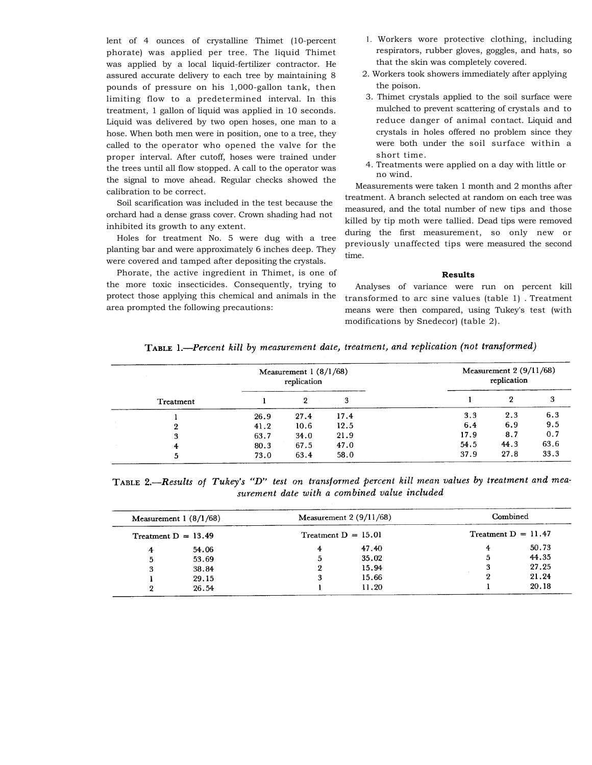lent of 4 ounces of crystalline Thimet (10-percent phorate) was applied per tree. The liquid Thimet was applied by a local liquid-fertilizer contractor. He assured accurate delivery to each tree by maintaining 8 pounds of pressure on his 1,000-gallon tank, then limiting flow to a predetermined interval. In this treatment, 1 gallon of liquid was applied in 10 seconds. Liquid was delivered by two open hoses, one man to a hose. When both men were in position, one to a tree, they called to the operator who opened the valve for the proper interval. After cutoff, hoses were trained under the trees until all flow stopped. A call to the operator was the signal to move ahead. Regular checks showed the calibration to be correct.

Soil scarification was included in the test because the orchard had a dense grass cover. Crown shading had not inhibited its growth to any extent.

Holes for treatment No. 5 were dug with a tree planting bar and were approximately 6 inches deep. They were covered and tamped after depositing the crystals.

Phorate, the active ingredient in Thimet, is one of the more toxic insecticides. Consequently, trying to protect those applying this chemical and animals in the area prompted the following precautions:

1. Workers wore protective clothing, including respirators, rubber gloves, goggles, and hats, so that the skin was completely covered.
2. Workers took showers immediately after applying the poison.
3. Thimet crystals applied to the soil surface were mulched to prevent scattering of crystals and to reduce danger of animal contact. Liquid and crystals in holes offered no problem since they were both under the soil surface within a short time.
4. Treatments were applied on a day with little or no wind.

Measurements were taken 1 month and 2 months after treatment. A branch selected at random on each tree was measured, and the total number of new tips and those killed by tip moth were tallied. Dead tips were removed during the first measurement, so only new or previously unaffected tips were measured the second time.

## Results

Analyses of variance were run on percent kill transformed to arc sine values (table 1). Treatment means were then compared, using Tukey's test (with modifications by Snedecor) (table 2).

**Table 1.**—*Percent kill by measurement date, treatment, and replication (not transformed)*

| Treatment | Measurement 1 (8/1/68) replication | | | Measurement 2 (9/11/68) replication | | |
|---|---|---|---|---|---|---|
| | 1 | 2 | 3 | 1 | 2 | 3 |
| 1 | 26.9 | 27.4 | 17.4 | 3.3 | 2.3 | 6.3 |
| 2 | 41.2 | 10.6 | 12.5 | 6.4 | 6.9 | 9.5 |
| 3 | 63.7 | 34.0 | 21.9 | 17.9 | 8.7 | 0.7 |
| 4 | 80.3 | 67.5 | 47.0 | 54.5 | 44.3 | 63.6 |
| 5 | 73.0 | 63.4 | 58.0 | 37.9 | 27.8 | 33.3 |

**Table 2.**—*Results of Tukey's "D" test on transformed percent kill mean values by treatment and measurement date with a combined value included*

| Measurement 1 (8/1/68) | | Measurement 2 (9/11/68) | | Combined | |
|---|---|---|---|---|---|
| Treatment D = 13.49 | | Treatment D = 15.01 | | Treatment D = 11.47 | |
| 4 | 54.06 | 4 | 47.40 | 4 | 50.73 |
| 5 | 53.69 | 5 | 35.02 | 5 | 44.35 |
| 3 | 38.84 | 2 | 15.94 | 3 | 27.25 |
| 1 | 29.15 | 3 | 15.66 | 2 | 21.24 |
| 2 | 26.54 | 1 | 11.20 | 1 | 20.18 |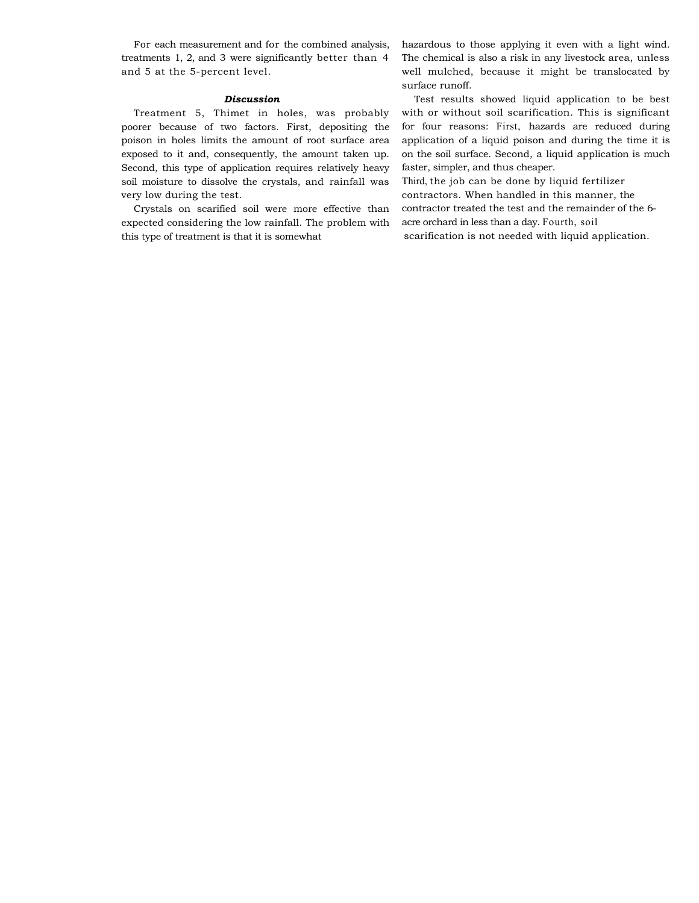For each measurement and for the combined analysis, treatments 1, 2, and 3 were significantly better than 4 and 5 at the 5-percent level.

### *Discussion*

Treatment 5, Thimet in holes, was probably poorer because of two factors. First, depositing the poison in holes limits the amount of root surface area exposed to it and, consequently, the amount taken up. Second, this type of application requires relatively heavy soil moisture to dissolve the crystals, and rainfall was very low during the test.

Crystals on scarified soil were more effective than expected considering the low rainfall. The problem with this type of treatment is that it is somewhat hazardous to those applying it even with a light wind. The chemical is also a risk in any livestock area, unless well mulched, because it might be translocated by surface runoff.

Test results showed liquid application to be best with or without soil scarification. This is significant for four reasons: First, hazards are reduced during application of a liquid poison and during the time it is on the soil surface. Second, a liquid application is much faster, simpler, and thus cheaper. Third, the job can be done by liquid fertilizer contractors. When handled in this manner, the contractor treated the test and the remainder of the 6-acre orchard in less than a day. Fourth, soil scarification is not needed with liquid application.